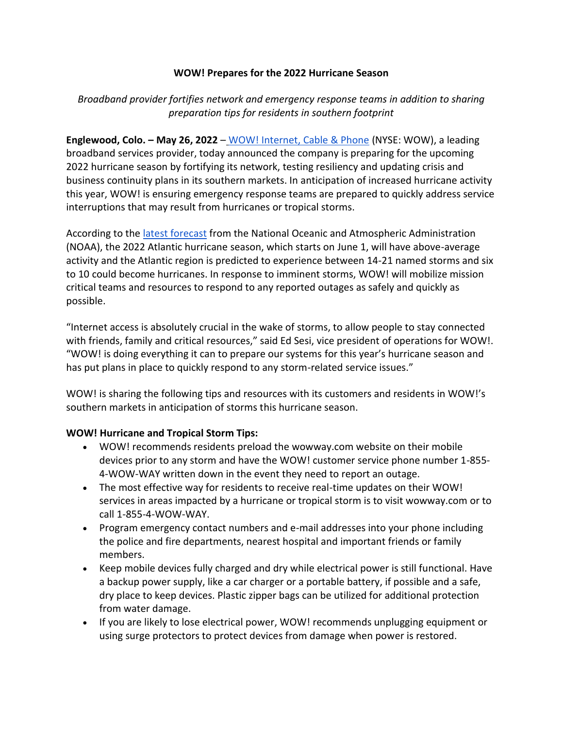# WOW! Prepares for the 2022 Hurricane Season

*Broadband provider fortifies network and emergency response teams in addition to sharing preparation tips for residents in southern footprint*

**Englewood, Colo. – May 26, 2022** – [WOW! Internet, Cable & Phone](#) (NYSE: WOW), a leading broadband services provider, today announced the company is preparing for the upcoming 2022 hurricane season by fortifying its network, testing resiliency and updating crisis and business continuity plans in its southern markets. In anticipation of increased hurricane activity this year, WOW! is ensuring emergency response teams are prepared to quickly address service interruptions that may result from hurricanes or tropical storms.

According to the [latest forecast](#) from the National Oceanic and Atmospheric Administration (NOAA), the 2022 Atlantic hurricane season, which starts on June 1, will have above-average activity and the Atlantic region is predicted to experience between 14-21 named storms and six to 10 could become hurricanes. In response to imminent storms, WOW! will mobilize mission critical teams and resources to respond to any reported outages as safely and quickly as possible.

"Internet access is absolutely crucial in the wake of storms, to allow people to stay connected with friends, family and critical resources," said Ed Sesi, vice president of operations for WOW!. "WOW! is doing everything it can to prepare our systems for this year's hurricane season and has put plans in place to quickly respond to any storm-related service issues."

WOW! is sharing the following tips and resources with its customers and residents in WOW!'s southern markets in anticipation of storms this hurricane season.

**WOW! Hurricane and Tropical Storm Tips:**

- WOW! recommends residents preload the wowway.com website on their mobile devices prior to any storm and have the WOW! customer service phone number 1-855-4-WOW-WAY written down in the event they need to report an outage.
- The most effective way for residents to receive real-time updates on their WOW! services in areas impacted by a hurricane or tropical storm is to visit wowway.com or to call 1-855-4-WOW-WAY.
- Program emergency contact numbers and e-mail addresses into your phone including the police and fire departments, nearest hospital and important friends or family members.
- Keep mobile devices fully charged and dry while electrical power is still functional. Have a backup power supply, like a car charger or a portable battery, if possible and a safe, dry place to keep devices. Plastic zipper bags can be utilized for additional protection from water damage.
- If you are likely to lose electrical power, WOW! recommends unplugging equipment or using surge protectors to protect devices from damage when power is restored.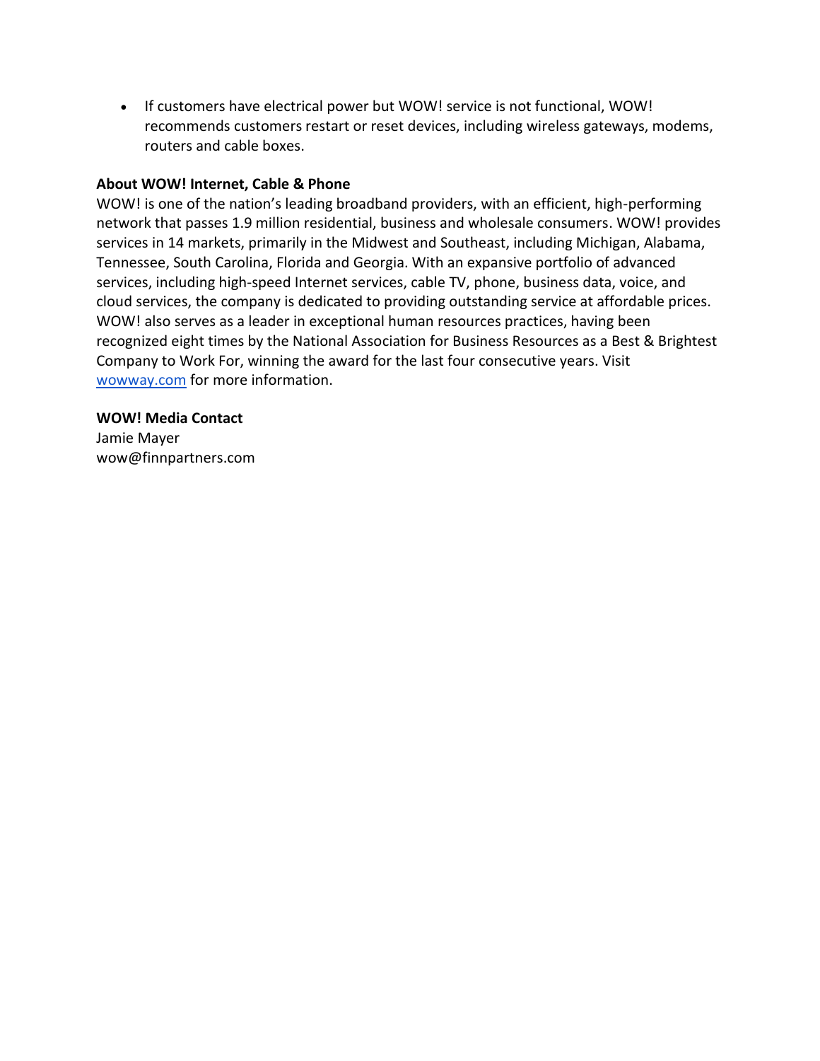- If customers have electrical power but WOW! service is not functional, WOW! recommends customers restart or reset devices, including wireless gateways, modems, routers and cable boxes.

**About WOW! Internet, Cable & Phone**

WOW! is one of the nation's leading broadband providers, with an efficient, high-performing network that passes 1.9 million residential, business and wholesale consumers. WOW! provides services in 14 markets, primarily in the Midwest and Southeast, including Michigan, Alabama, Tennessee, South Carolina, Florida and Georgia. With an expansive portfolio of advanced services, including high-speed Internet services, cable TV, phone, business data, voice, and cloud services, the company is dedicated to providing outstanding service at affordable prices. WOW! also serves as a leader in exceptional human resources practices, having been recognized eight times by the National Association for Business Resources as a Best & Brightest Company to Work For, winning the award for the last four consecutive years. Visit [wowway.com](http://wowway.com) for more information.

**WOW! Media Contact**

Jamie Mayer

wow@finnpartners.com